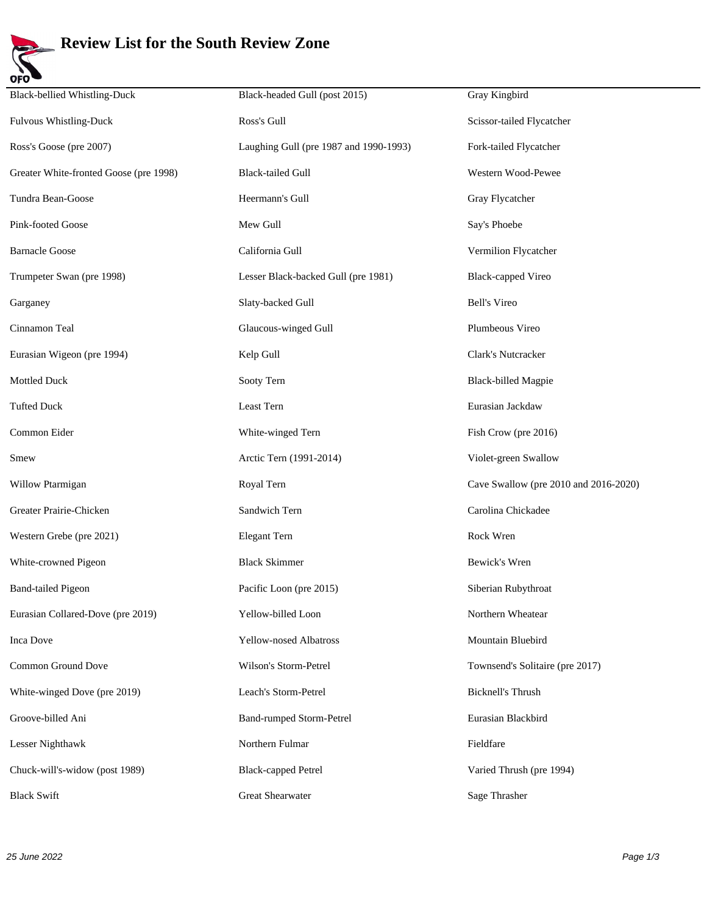# Review List for the South Review Zone

- Black-bellied Whistling-Duck
- Fulvous Whistling-Duck
- Ross's Goose (pre 2007)
- Greater White-fronted Goose (pre 1998)
- Tundra Bean-Goose
- Pink-footed Goose
- Barnacle Goose
- Trumpeter Swan (pre 1998)
- Garganey
- Cinnamon Teal
- Eurasian Wigeon (pre 1994)
- Mottled Duck
- Tufted Duck
- Common Eider
- Smew
- Willow Ptarmigan
- Greater Prairie-Chicken
- Western Grebe (pre 2021)
- White-crowned Pigeon
- Band-tailed Pigeon
- Eurasian Collared-Dove (pre 2019)
- Inca Dove
- Common Ground Dove
- White-winged Dove (pre 2019)
- Groove-billed Ani
- Lesser Nighthawk
- Chuck-will's-widow (post 1989)
- Black Swift
- Black-headed Gull (post 2015)
- Ross's Gull
- Laughing Gull (pre 1987 and 1990-1993)
- Black-tailed Gull
- Heermann's Gull
- Mew Gull
- California Gull
- Lesser Black-backed Gull (pre 1981)
- Slaty-backed Gull
- Glaucous-winged Gull
- Kelp Gull
- Sooty Tern
- Least Tern
- White-winged Tern
- Arctic Tern (1991-2014)
- Royal Tern
- Sandwich Tern
- Elegant Tern
- Black Skimmer
- Pacific Loon (pre 2015)
- Yellow-billed Loon
- Yellow-nosed Albatross
- Wilson's Storm-Petrel
- Leach's Storm-Petrel
- Band-rumped Storm-Petrel
- Northern Fulmar
- Black-capped Petrel
- Great Shearwater
- Gray Kingbird
- Scissor-tailed Flycatcher
- Fork-tailed Flycatcher
- Western Wood-Pewee
- Gray Flycatcher
- Say's Phoebe
- Vermilion Flycatcher
- Black-capped Vireo
- Bell's Vireo
- Plumbeous Vireo
- Clark's Nutcracker
- Black-billed Magpie
- Eurasian Jackdaw
- Fish Crow (pre 2016)
- Violet-green Swallow
- Cave Swallow (pre 2010 and 2016-2020)
- Carolina Chickadee
- Rock Wren
- Bewick's Wren
- Siberian Rubythroat
- Northern Wheatear
- Mountain Bluebird
- Townsend's Solitaire (pre 2017)
- Bicknell's Thrush
- Eurasian Blackbird
- Fieldfare
- Varied Thrush (pre 1994)
- Sage Thrasher

*25 June 2022*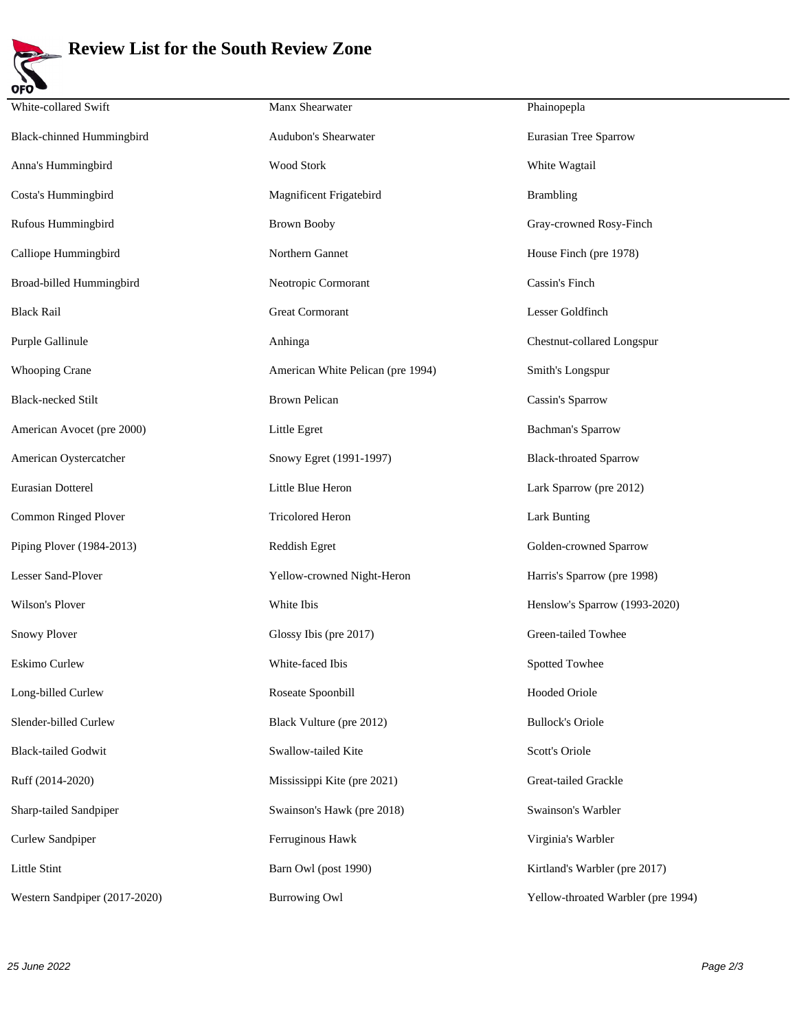# Review List for the South Review Zone

White-collared Swift

Black-chinned Hummingbird

Anna's Hummingbird

Costa's Hummingbird

Rufous Hummingbird

Calliope Hummingbird

Broad-billed Hummingbird

Black Rail

Purple Gallinule

Whooping Crane

Black-necked Stilt

American Avocet (pre 2000)

American Oystercatcher

Eurasian Dotterel

Common Ringed Plover

Piping Plover (1984-2013)

Lesser Sand-Plover

Wilson's Plover

Snowy Plover

Eskimo Curlew

Long-billed Curlew

Slender-billed Curlew

Black-tailed Godwit

Ruff (2014-2020)

Sharp-tailed Sandpiper

Curlew Sandpiper

Little Stint

Western Sandpiper (2017-2020)

Manx Shearwater

Audubon's Shearwater

Wood Stork

Magnificent Frigatebird

Brown Booby

Northern Gannet

Neotropic Cormorant

Great Cormorant

Anhinga

American White Pelican (pre 1994)

Brown Pelican

Little Egret

Snowy Egret (1991-1997)

Little Blue Heron

Tricolored Heron

Reddish Egret

Yellow-crowned Night-Heron

White Ibis

Glossy Ibis (pre 2017)

White-faced Ibis

Roseate Spoonbill

Black Vulture (pre 2012)

Swallow-tailed Kite

Mississippi Kite (pre 2021)

Swainson's Hawk (pre 2018)

Ferruginous Hawk

Barn Owl (post 1990)

Burrowing Owl

Phainopepla

Eurasian Tree Sparrow

White Wagtail

Brambling

Gray-crowned Rosy-Finch

House Finch (pre 1978)

Cassin's Finch

Lesser Goldfinch

Chestnut-collared Longspur

Smith's Longspur

Cassin's Sparrow

Bachman's Sparrow

Black-throated Sparrow

Lark Sparrow (pre 2012)

Lark Bunting

Golden-crowned Sparrow

Harris's Sparrow (pre 1998)

Henslow's Sparrow (1993-2020)

Green-tailed Towhee

Spotted Towhee

Hooded Oriole

Bullock's Oriole

Scott's Oriole

Great-tailed Grackle

Swainson's Warbler

Virginia's Warbler

Kirtland's Warbler (pre 2017)

Yellow-throated Warbler (pre 1994)

*25 June 2022*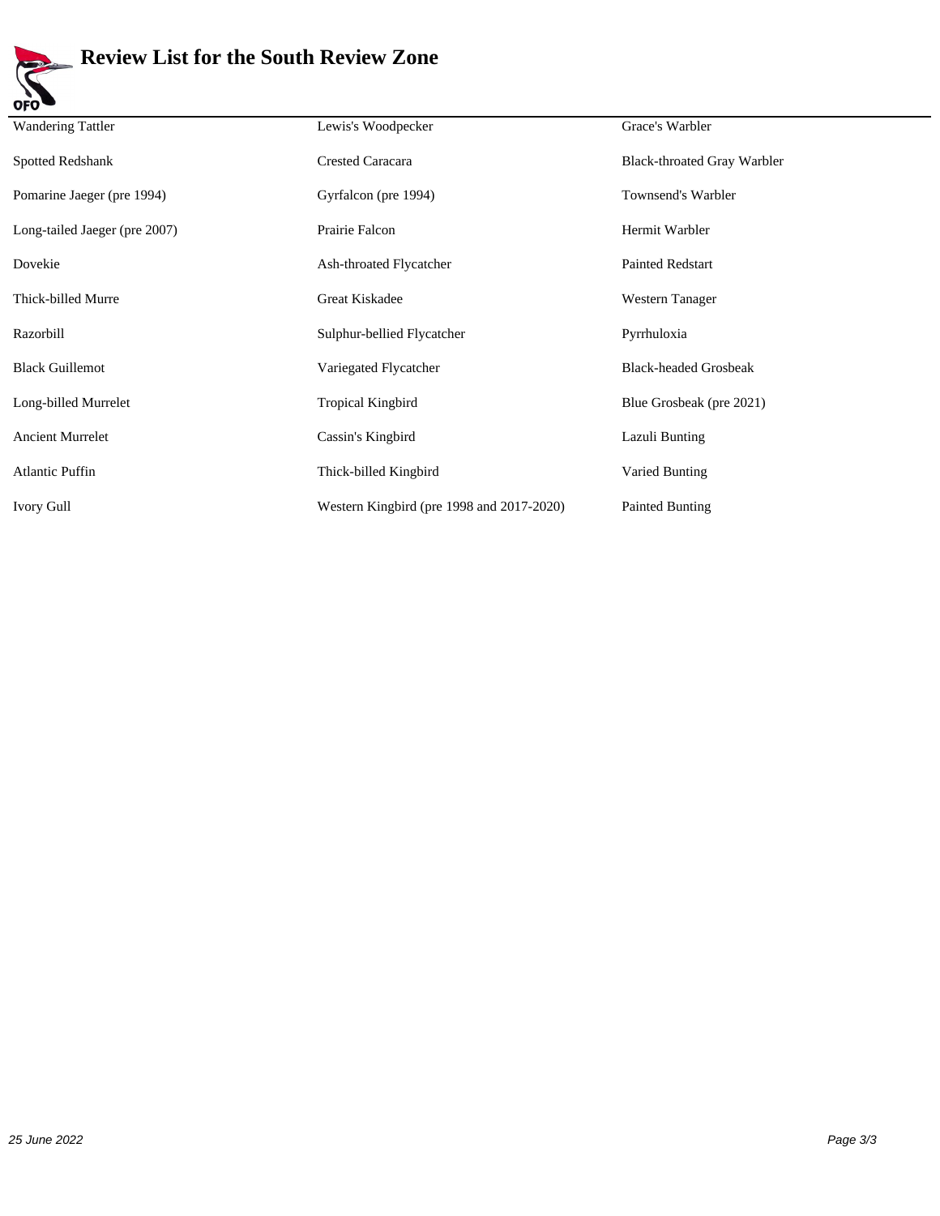# Review List for the South Review Zone

| | | |
|---|---|---|
| Wandering Tattler | Lewis's Woodpecker | Grace's Warbler |
| Spotted Redshank | Crested Caracara | Black-throated Gray Warbler |
| Pomarine Jaeger (pre 1994) | Gyrfalcon (pre 1994) | Townsend's Warbler |
| Long-tailed Jaeger (pre 2007) | Prairie Falcon | Hermit Warbler |
| Dovekie | Ash-throated Flycatcher | Painted Redstart |
| Thick-billed Murre | Great Kiskadee | Western Tanager |
| Razorbill | Sulphur-bellied Flycatcher | Pyrrhuloxia |
| Black Guillemot | Variegated Flycatcher | Black-headed Grosbeak |
| Long-billed Murrelet | Tropical Kingbird | Blue Grosbeak (pre 2021) |
| Ancient Murrelet | Cassin's Kingbird | Lazuli Bunting |
| Atlantic Puffin | Thick-billed Kingbird | Varied Bunting |
| Ivory Gull | Western Kingbird (pre 1998 and 2017-2020) | Painted Bunting |

*25 June 2022*